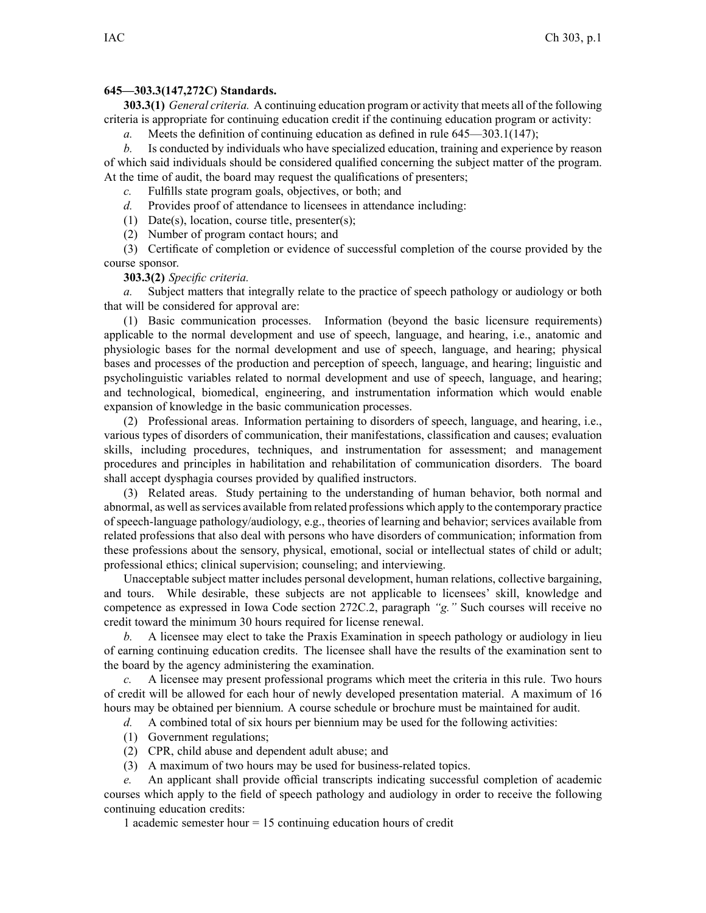**645—303.3(147,272C) Standards.**

**303.3(1)** *General criteria.* A continuing education program or activity that meets all of the following criteria is appropriate for continuing education credit if the continuing education program or activity:

*a.* Meets the definition of continuing education as defined in rule 645—303.1(147);

*b.* Is conducted by individuals who have specialized education, training and experience by reason of which said individuals should be considered qualified concerning the subject matter of the program. At the time of audit, the board may request the qualifications of presenters;

*c.* Fulfills state program goals, objectives, or both; and

*d.* Provides proof of attendance to licensees in attendance including:

(1) Date(s), location, course title, presenter(s);

(2) Number of program contact hours; and

(3) Certificate of completion or evidence of successful completion of the course provided by the course sponsor.

**303.3(2)** *Specific criteria.*

*a.* Subject matters that integrally relate to the practice of speech pathology or audiology or both that will be considered for approval are:

(1) Basic communication processes. Information (beyond the basic licensure requirements) applicable to the normal development and use of speech, language, and hearing, i.e., anatomic and physiologic bases for the normal development and use of speech, language, and hearing; physical bases and processes of the production and perception of speech, language, and hearing; linguistic and psycholinguistic variables related to normal development and use of speech, language, and hearing; and technological, biomedical, engineering, and instrumentation information which would enable expansion of knowledge in the basic communication processes.

(2) Professional areas. Information pertaining to disorders of speech, language, and hearing, i.e., various types of disorders of communication, their manifestations, classification and causes; evaluation skills, including procedures, techniques, and instrumentation for assessment; and management procedures and principles in habilitation and rehabilitation of communication disorders. The board shall accept dysphagia courses provided by qualified instructors.

(3) Related areas. Study pertaining to the understanding of human behavior, both normal and abnormal, as well as services available from related professions which apply to the contemporary practice of speech-language pathology/audiology, e.g., theories of learning and behavior; services available from related professions that also deal with persons who have disorders of communication; information from these professions about the sensory, physical, emotional, social or intellectual states of child or adult; professional ethics; clinical supervision; counseling; and interviewing.

Unacceptable subject matter includes personal development, human relations, collective bargaining, and tours. While desirable, these subjects are not applicable to licensees' skill, knowledge and competence as expressed in Iowa Code section 272C.2, paragraph *"g."* Such courses will receive no credit toward the minimum 30 hours required for license renewal.

*b.* A licensee may elect to take the Praxis Examination in speech pathology or audiology in lieu of earning continuing education credits. The licensee shall have the results of the examination sent to the board by the agency administering the examination.

*c.* A licensee may present professional programs which meet the criteria in this rule. Two hours of credit will be allowed for each hour of newly developed presentation material. A maximum of 16 hours may be obtained per biennium. A course schedule or brochure must be maintained for audit.

*d.* A combined total of six hours per biennium may be used for the following activities:

(1) Government regulations;

(2) CPR, child abuse and dependent adult abuse; and

(3) A maximum of two hours may be used for business-related topics.

*e.* An applicant shall provide official transcripts indicating successful completion of academic courses which apply to the field of speech pathology and audiology in order to receive the following continuing education credits:

1 academic semester hour = 15 continuing education hours of credit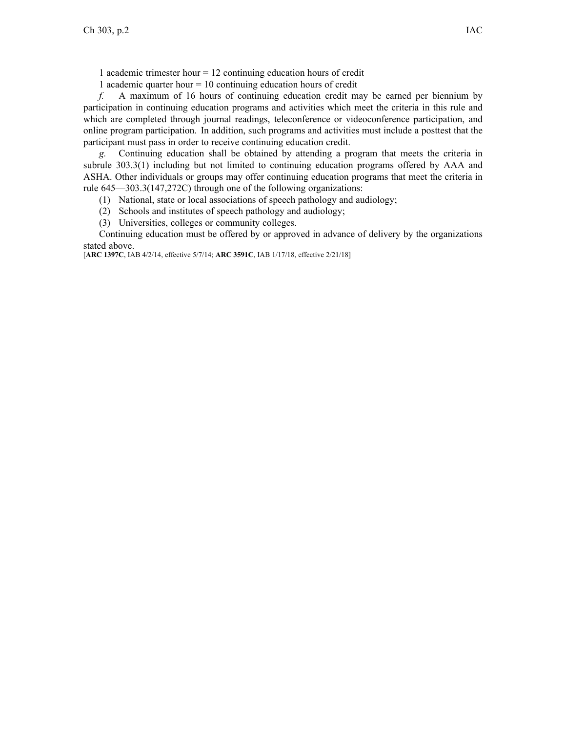1 academic trimester hour = 12 continuing education hours of credit

1 academic quarter hour = 10 continuing education hours of credit

*f.* A maximum of 16 hours of continuing education credit may be earned per biennium by participation in continuing education programs and activities which meet the criteria in this rule and which are completed through journal readings, teleconference or videoconference participation, and online program participation. In addition, such programs and activities must include a posttest that the participant must pass in order to receive continuing education credit.

*g.* Continuing education shall be obtained by attending a program that meets the criteria in subrule 303.3(1) including but not limited to continuing education programs offered by AAA and ASHA. Other individuals or groups may offer continuing education programs that meet the criteria in rule 645—303.3(147,272C) through one of the following organizations:

(1) National, state or local associations of speech pathology and audiology;

(2) Schools and institutes of speech pathology and audiology;

(3) Universities, colleges or community colleges.

Continuing education must be offered by or approved in advance of delivery by the organizations stated above.

[**ARC 1397C**, IAB 4/2/14, effective 5/7/14; **ARC 3591C**, IAB 1/17/18, effective 2/21/18]